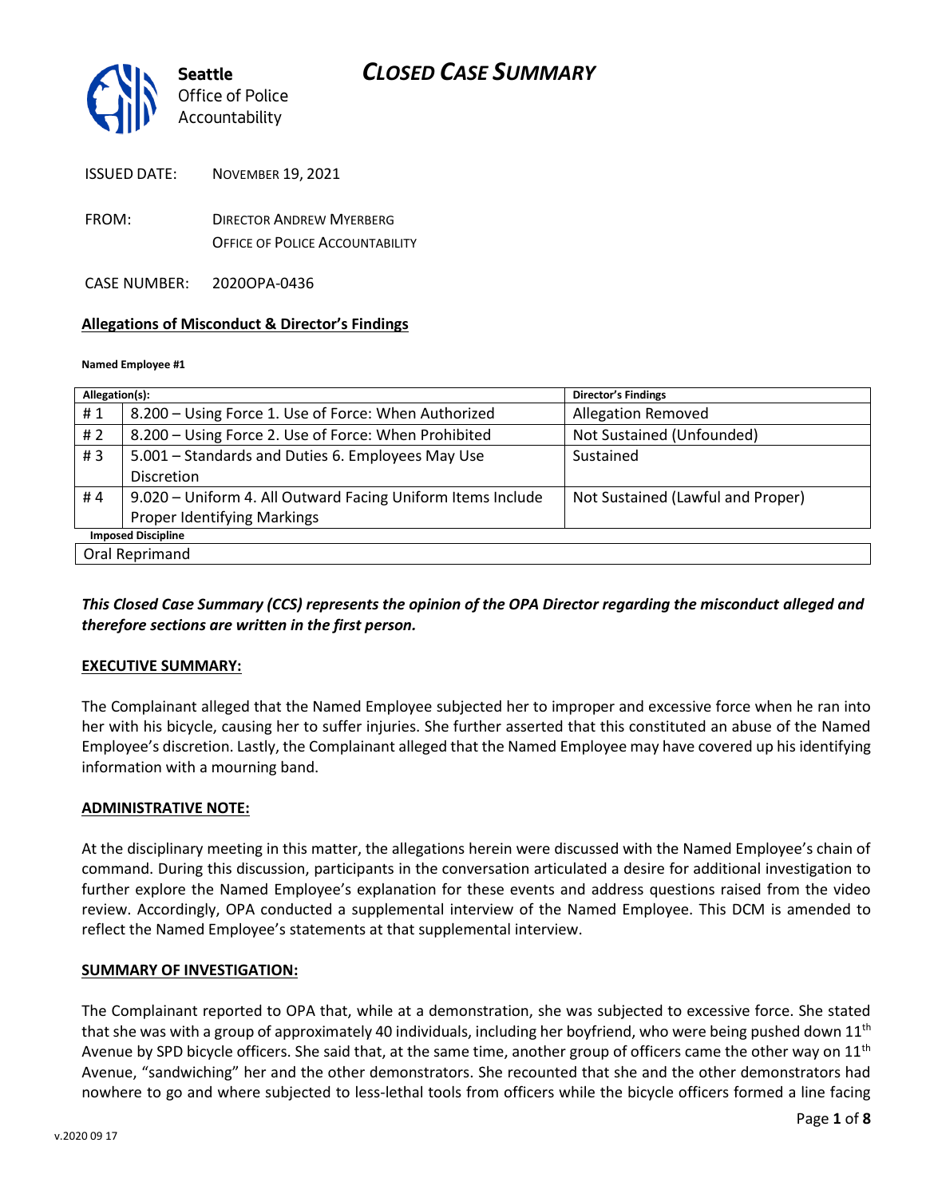Seattle Office of Police Accountability

# CLOSED CASE SUMMARY

ISSUED DATE: NOVEMBER 19, 2021

FROM: DIRECTOR ANDREW MYERBERG
OFFICE OF POLICE ACCOUNTABILITY

CASE NUMBER: 2020OPA-0436

**Allegations of Misconduct & Director's Findings**

**Named Employee #1**

| Allegation(s): | | Director's Findings |
|---|---|---|
| # 1 | 8.200 – Using Force 1. Use of Force: When Authorized | Allegation Removed |
| # 2 | 8.200 – Using Force 2. Use of Force: When Prohibited | Not Sustained (Unfounded) |
| # 3 | 5.001 – Standards and Duties 6. Employees May Use Discretion | Sustained |
| # 4 | 9.020 – Uniform 4. All Outward Facing Uniform Items Include Proper Identifying Markings | Not Sustained (Lawful and Proper) |
| **Imposed Discipline** | | |
| Oral Reprimand | | |

***This Closed Case Summary (CCS) represents the opinion of the OPA Director regarding the misconduct alleged and therefore sections are written in the first person.***

**EXECUTIVE SUMMARY:**

The Complainant alleged that the Named Employee subjected her to improper and excessive force when he ran into her with his bicycle, causing her to suffer injuries. She further asserted that this constituted an abuse of the Named Employee's discretion. Lastly, the Complainant alleged that the Named Employee may have covered up his identifying information with a mourning band.

**ADMINISTRATIVE NOTE:**

At the disciplinary meeting in this matter, the allegations herein were discussed with the Named Employee's chain of command. During this discussion, participants in the conversation articulated a desire for additional investigation to further explore the Named Employee's explanation for these events and address questions raised from the video review. Accordingly, OPA conducted a supplemental interview of the Named Employee. This DCM is amended to reflect the Named Employee's statements at that supplemental interview.

**SUMMARY OF INVESTIGATION:**

The Complainant reported to OPA that, while at a demonstration, she was subjected to excessive force. She stated that she was with a group of approximately 40 individuals, including her boyfriend, who were being pushed down 11th Avenue by SPD bicycle officers. She said that, at the same time, another group of officers came the other way on 11th Avenue, "sandwiching" her and the other demonstrators. She recounted that she and the other demonstrators had nowhere to go and where subjected to less-lethal tools from officers while the bicycle officers formed a line facing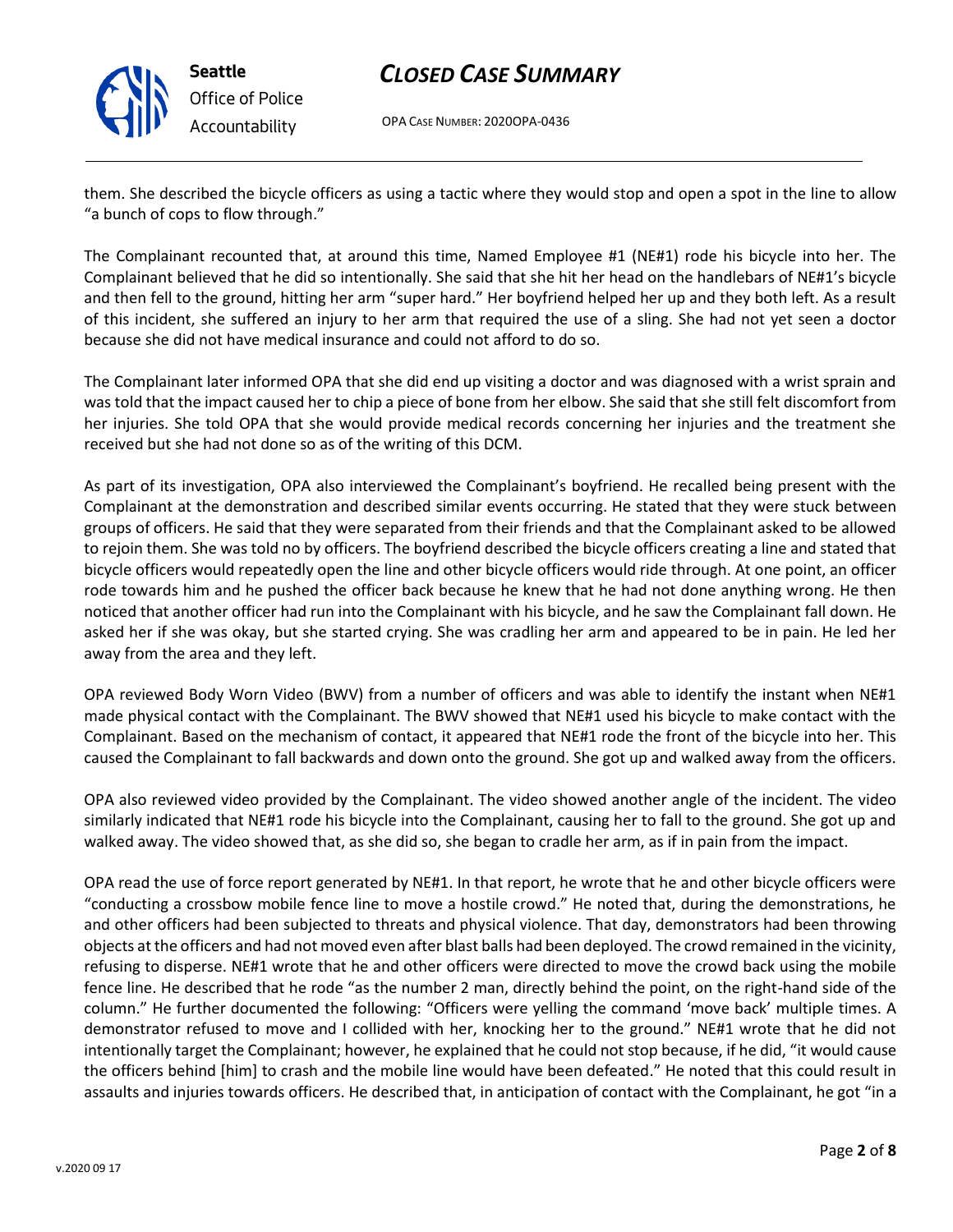them. She described the bicycle officers as using a tactic where they would stop and open a spot in the line to allow "a bunch of cops to flow through."

The Complainant recounted that, at around this time, Named Employee #1 (NE#1) rode his bicycle into her. The Complainant believed that he did so intentionally. She said that she hit her head on the handlebars of NE#1's bicycle and then fell to the ground, hitting her arm "super hard." Her boyfriend helped her up and they both left. As a result of this incident, she suffered an injury to her arm that required the use of a sling. She had not yet seen a doctor because she did not have medical insurance and could not afford to do so.

The Complainant later informed OPA that she did end up visiting a doctor and was diagnosed with a wrist sprain and was told that the impact caused her to chip a piece of bone from her elbow. She said that she still felt discomfort from her injuries. She told OPA that she would provide medical records concerning her injuries and the treatment she received but she had not done so as of the writing of this DCM.

As part of its investigation, OPA also interviewed the Complainant's boyfriend. He recalled being present with the Complainant at the demonstration and described similar events occurring. He stated that they were stuck between groups of officers. He said that they were separated from their friends and that the Complainant asked to be allowed to rejoin them. She was told no by officers. The boyfriend described the bicycle officers creating a line and stated that bicycle officers would repeatedly open the line and other bicycle officers would ride through. At one point, an officer rode towards him and he pushed the officer back because he knew that he had not done anything wrong. He then noticed that another officer had run into the Complainant with his bicycle, and he saw the Complainant fall down. He asked her if she was okay, but she started crying. She was cradling her arm and appeared to be in pain. He led her away from the area and they left.

OPA reviewed Body Worn Video (BWV) from a number of officers and was able to identify the instant when NE#1 made physical contact with the Complainant. The BWV showed that NE#1 used his bicycle to make contact with the Complainant. Based on the mechanism of contact, it appeared that NE#1 rode the front of the bicycle into her. This caused the Complainant to fall backwards and down onto the ground. She got up and walked away from the officers.

OPA also reviewed video provided by the Complainant. The video showed another angle of the incident. The video similarly indicated that NE#1 rode his bicycle into the Complainant, causing her to fall to the ground. She got up and walked away. The video showed that, as she did so, she began to cradle her arm, as if in pain from the impact.

OPA read the use of force report generated by NE#1. In that report, he wrote that he and other bicycle officers were "conducting a crossbow mobile fence line to move a hostile crowd." He noted that, during the demonstrations, he and other officers had been subjected to threats and physical violence. That day, demonstrators had been throwing objects at the officers and had not moved even after blast balls had been deployed. The crowd remained in the vicinity, refusing to disperse. NE#1 wrote that he and other officers were directed to move the crowd back using the mobile fence line. He described that he rode "as the number 2 man, directly behind the point, on the right-hand side of the column." He further documented the following: "Officers were yelling the command 'move back' multiple times. A demonstrator refused to move and I collided with her, knocking her to the ground." NE#1 wrote that he did not intentionally target the Complainant; however, he explained that he could not stop because, if he did, "it would cause the officers behind [him] to crash and the mobile line would have been defeated." He noted that this could result in assaults and injuries towards officers. He described that, in anticipation of contact with the Complainant, he got "in a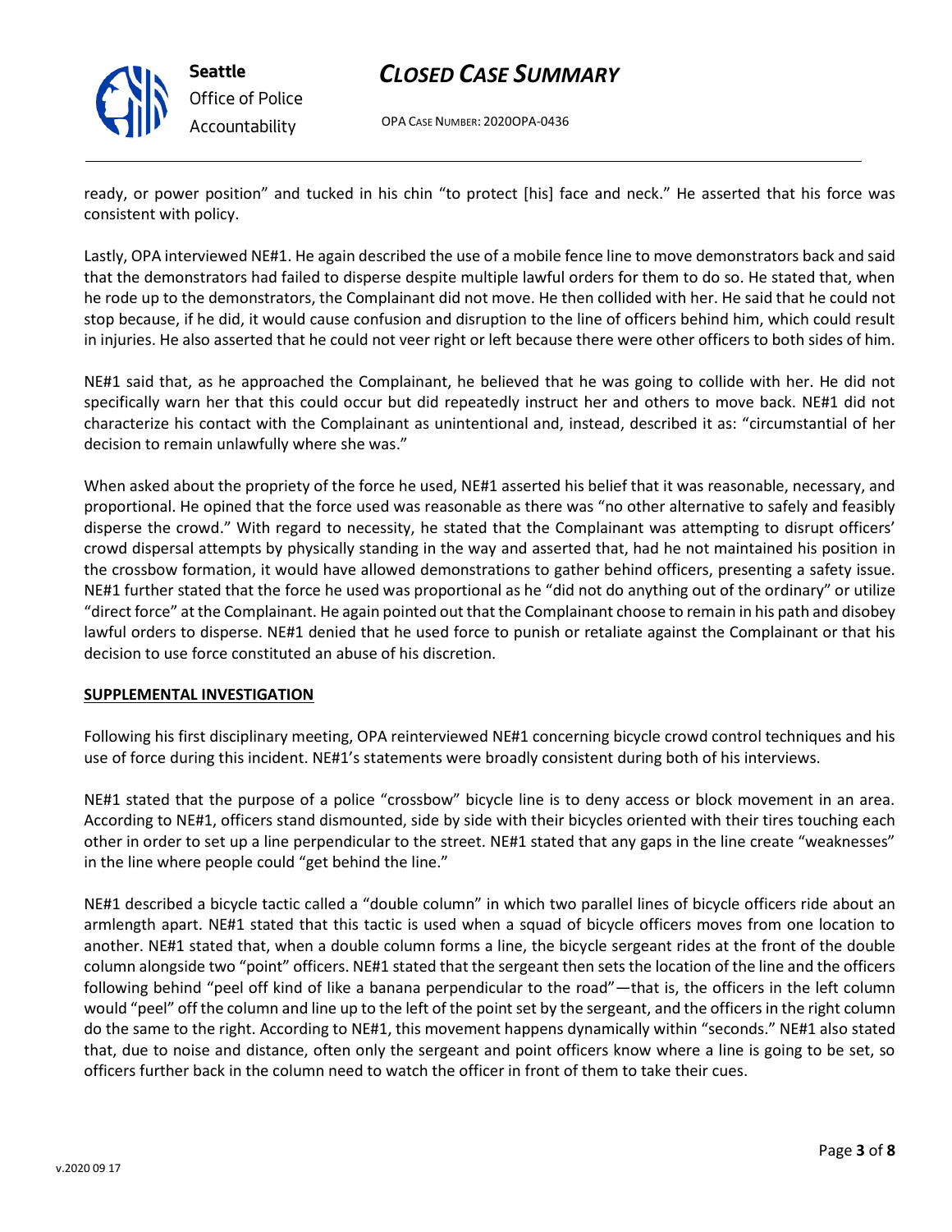ready, or power position" and tucked in his chin "to protect [his] face and neck." He asserted that his force was consistent with policy.

Lastly, OPA interviewed NE#1. He again described the use of a mobile fence line to move demonstrators back and said that the demonstrators had failed to disperse despite multiple lawful orders for them to do so. He stated that, when he rode up to the demonstrators, the Complainant did not move. He then collided with her. He said that he could not stop because, if he did, it would cause confusion and disruption to the line of officers behind him, which could result in injuries. He also asserted that he could not veer right or left because there were other officers to both sides of him.

NE#1 said that, as he approached the Complainant, he believed that he was going to collide with her. He did not specifically warn her that this could occur but did repeatedly instruct her and others to move back. NE#1 did not characterize his contact with the Complainant as unintentional and, instead, described it as: "circumstantial of her decision to remain unlawfully where she was."

When asked about the propriety of the force he used, NE#1 asserted his belief that it was reasonable, necessary, and proportional. He opined that the force used was reasonable as there was "no other alternative to safely and feasibly disperse the crowd." With regard to necessity, he stated that the Complainant was attempting to disrupt officers' crowd dispersal attempts by physically standing in the way and asserted that, had he not maintained his position in the crossbow formation, it would have allowed demonstrations to gather behind officers, presenting a safety issue. NE#1 further stated that the force he used was proportional as he "did not do anything out of the ordinary" or utilize "direct force" at the Complainant. He again pointed out that the Complainant choose to remain in his path and disobey lawful orders to disperse. NE#1 denied that he used force to punish or retaliate against the Complainant or that his decision to use force constituted an abuse of his discretion.

## SUPPLEMENTAL INVESTIGATION

Following his first disciplinary meeting, OPA reinterviewed NE#1 concerning bicycle crowd control techniques and his use of force during this incident. NE#1's statements were broadly consistent during both of his interviews.

NE#1 stated that the purpose of a police "crossbow" bicycle line is to deny access or block movement in an area. According to NE#1, officers stand dismounted, side by side with their bicycles oriented with their tires touching each other in order to set up a line perpendicular to the street. NE#1 stated that any gaps in the line create "weaknesses" in the line where people could "get behind the line."

NE#1 described a bicycle tactic called a "double column" in which two parallel lines of bicycle officers ride about an armlength apart. NE#1 stated that this tactic is used when a squad of bicycle officers moves from one location to another. NE#1 stated that, when a double column forms a line, the bicycle sergeant rides at the front of the double column alongside two "point" officers. NE#1 stated that the sergeant then sets the location of the line and the officers following behind "peel off kind of like a banana perpendicular to the road"—that is, the officers in the left column would "peel" off the column and line up to the left of the point set by the sergeant, and the officers in the right column do the same to the right. According to NE#1, this movement happens dynamically within "seconds." NE#1 also stated that, due to noise and distance, often only the sergeant and point officers know where a line is going to be set, so officers further back in the column need to watch the officer in front of them to take their cues.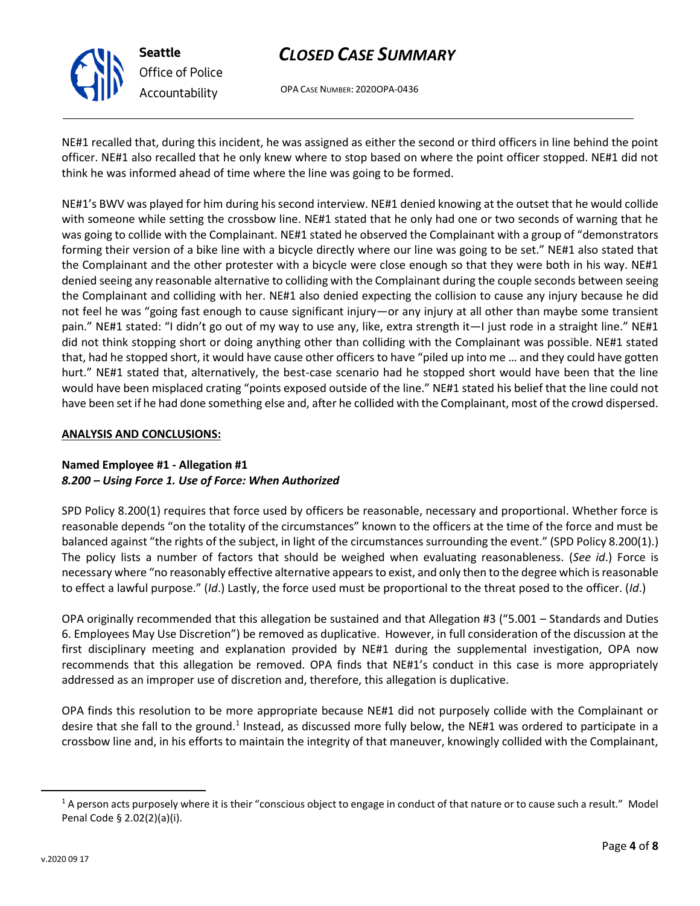NE#1 recalled that, during this incident, he was assigned as either the second or third officers in line behind the point officer. NE#1 also recalled that he only knew where to stop based on where the point officer stopped. NE#1 did not think he was informed ahead of time where the line was going to be formed.

NE#1's BWV was played for him during his second interview. NE#1 denied knowing at the outset that he would collide with someone while setting the crossbow line. NE#1 stated that he only had one or two seconds of warning that he was going to collide with the Complainant. NE#1 stated he observed the Complainant with a group of "demonstrators forming their version of a bike line with a bicycle directly where our line was going to be set." NE#1 also stated that the Complainant and the other protester with a bicycle were close enough so that they were both in his way. NE#1 denied seeing any reasonable alternative to colliding with the Complainant during the couple seconds between seeing the Complainant and colliding with her. NE#1 also denied expecting the collision to cause any injury because he did not feel he was "going fast enough to cause significant injury—or any injury at all other than maybe some transient pain." NE#1 stated: "I didn't go out of my way to use any, like, extra strength it—I just rode in a straight line." NE#1 did not think stopping short or doing anything other than colliding with the Complainant was possible. NE#1 stated that, had he stopped short, it would have cause other officers to have "piled up into me … and they could have gotten hurt." NE#1 stated that, alternatively, the best-case scenario had he stopped short would have been that the line would have been misplaced crating "points exposed outside of the line." NE#1 stated his belief that the line could not have been set if he had done something else and, after he collided with the Complainant, most of the crowd dispersed.

## ANALYSIS AND CONCLUSIONS:

### Named Employee #1 - Allegation #1
### *8.200 – Using Force 1. Use of Force: When Authorized*

SPD Policy 8.200(1) requires that force used by officers be reasonable, necessary and proportional. Whether force is reasonable depends "on the totality of the circumstances" known to the officers at the time of the force and must be balanced against "the rights of the subject, in light of the circumstances surrounding the event." (SPD Policy 8.200(1).) The policy lists a number of factors that should be weighed when evaluating reasonableness. (*See id*.) Force is necessary where "no reasonably effective alternative appears to exist, and only then to the degree which is reasonable to effect a lawful purpose." (*Id*.) Lastly, the force used must be proportional to the threat posed to the officer. (*Id*.)

OPA originally recommended that this allegation be sustained and that Allegation #3 ("5.001 – Standards and Duties 6. Employees May Use Discretion") be removed as duplicative. However, in full consideration of the discussion at the first disciplinary meeting and explanation provided by NE#1 during the supplemental investigation, OPA now recommends that this allegation be removed. OPA finds that NE#1's conduct in this case is more appropriately addressed as an improper use of discretion and, therefore, this allegation is duplicative.

OPA finds this resolution to be more appropriate because NE#1 did not purposely collide with the Complainant or desire that she fall to the ground.[1] Instead, as discussed more fully below, the NE#1 was ordered to participate in a crossbow line and, in his efforts to maintain the integrity of that maneuver, knowingly collided with the Complainant,

[1] A person acts purposely where it is their "conscious object to engage in conduct of that nature or to cause such a result." Model Penal Code § 2.02(2)(a)(i).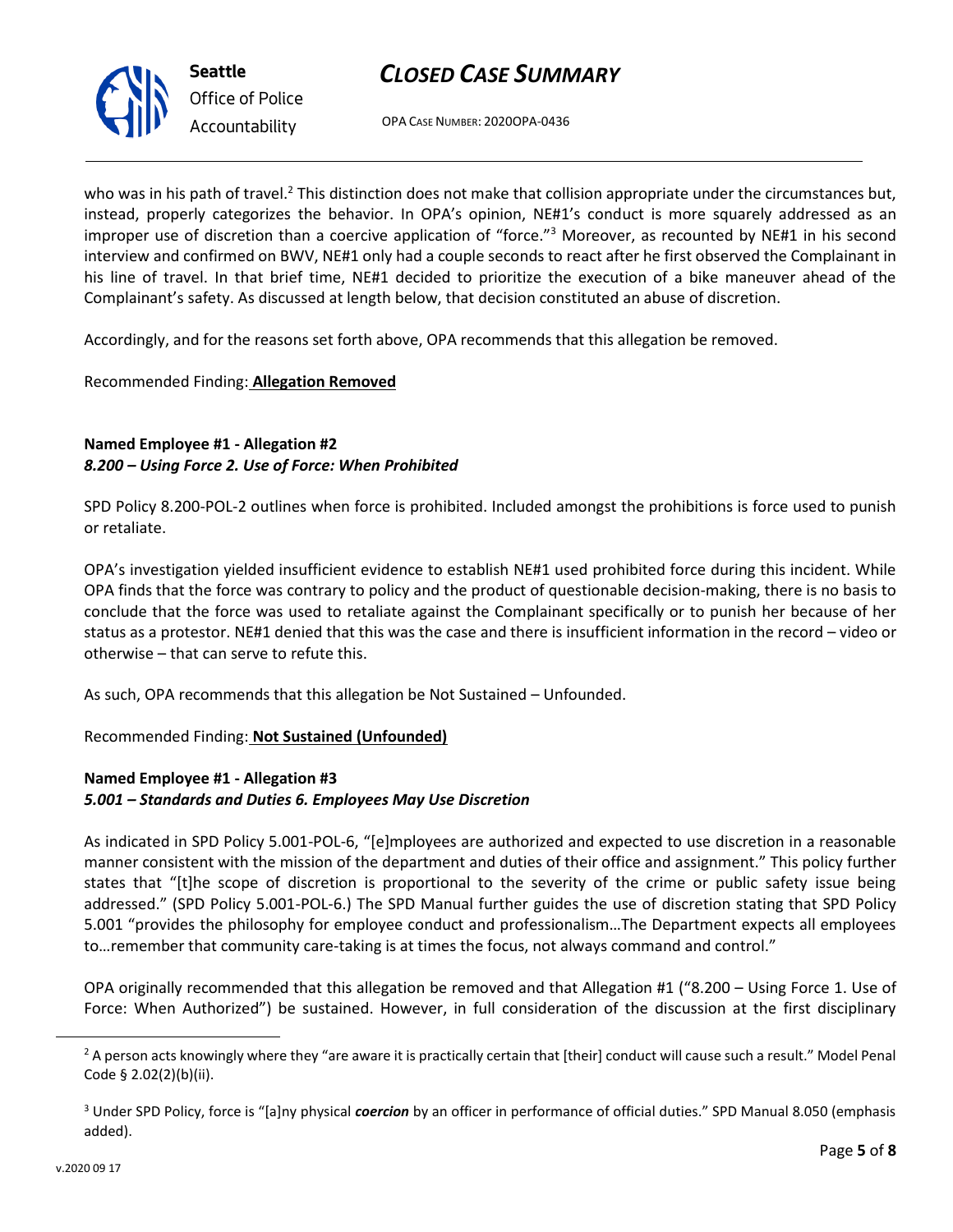who was in his path of travel.[2] This distinction does not make that collision appropriate under the circumstances but, instead, properly categorizes the behavior. In OPA's opinion, NE#1's conduct is more squarely addressed as an improper use of discretion than a coercive application of "force."[3] Moreover, as recounted by NE#1 in his second interview and confirmed on BWV, NE#1 only had a couple seconds to react after he first observed the Complainant in his line of travel. In that brief time, NE#1 decided to prioritize the execution of a bike maneuver ahead of the Complainant's safety. As discussed at length below, that decision constituted an abuse of discretion.

Accordingly, and for the reasons set forth above, OPA recommends that this allegation be removed.

Recommended Finding: **Allegation Removed**

**Named Employee #1 - Allegation #2**
***8.200 – Using Force 2. Use of Force: When Prohibited***

SPD Policy 8.200-POL-2 outlines when force is prohibited. Included amongst the prohibitions is force used to punish or retaliate.

OPA's investigation yielded insufficient evidence to establish NE#1 used prohibited force during this incident. While OPA finds that the force was contrary to policy and the product of questionable decision-making, there is no basis to conclude that the force was used to retaliate against the Complainant specifically or to punish her because of her status as a protestor. NE#1 denied that this was the case and there is insufficient information in the record – video or otherwise – that can serve to refute this.

As such, OPA recommends that this allegation be Not Sustained – Unfounded.

Recommended Finding: **Not Sustained (Unfounded)**

**Named Employee #1 - Allegation #3**
***5.001 – Standards and Duties 6. Employees May Use Discretion***

As indicated in SPD Policy 5.001-POL-6, "[e]mployees are authorized and expected to use discretion in a reasonable manner consistent with the mission of the department and duties of their office and assignment." This policy further states that "[t]he scope of discretion is proportional to the severity of the crime or public safety issue being addressed." (SPD Policy 5.001-POL-6.) The SPD Manual further guides the use of discretion stating that SPD Policy 5.001 "provides the philosophy for employee conduct and professionalism…The Department expects all employees to…remember that community care-taking is at times the focus, not always command and control."

OPA originally recommended that this allegation be removed and that Allegation #1 ("8.200 – Using Force 1. Use of Force: When Authorized") be sustained. However, in full consideration of the discussion at the first disciplinary

---

[2] A person acts knowingly where they "are aware it is practically certain that [their] conduct will cause such a result." Model Penal Code § 2.02(2)(b)(ii).

[3] Under SPD Policy, force is "[a]ny physical ***coercion*** by an officer in performance of official duties." SPD Manual 8.050 (emphasis added).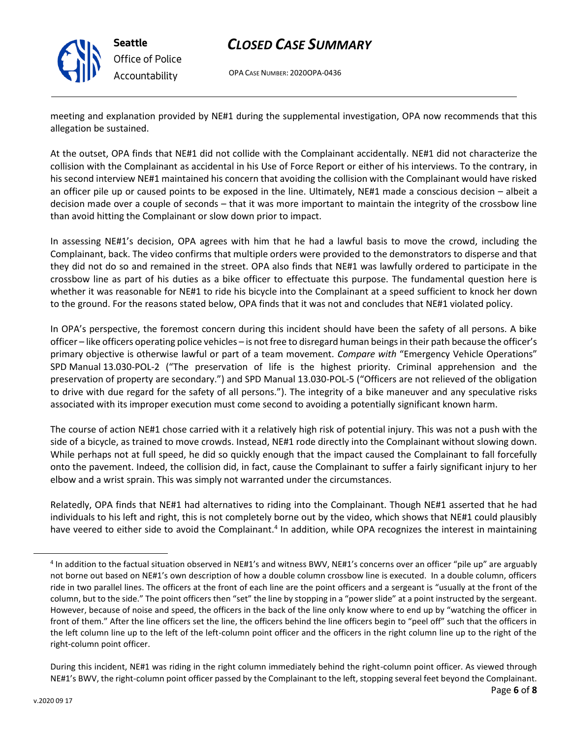meeting and explanation provided by NE#1 during the supplemental investigation, OPA now recommends that this allegation be sustained.

At the outset, OPA finds that NE#1 did not collide with the Complainant accidentally. NE#1 did not characterize the collision with the Complainant as accidental in his Use of Force Report or either of his interviews. To the contrary, in his second interview NE#1 maintained his concern that avoiding the collision with the Complainant would have risked an officer pile up or caused points to be exposed in the line. Ultimately, NE#1 made a conscious decision – albeit a decision made over a couple of seconds – that it was more important to maintain the integrity of the crossbow line than avoid hitting the Complainant or slow down prior to impact.

In assessing NE#1's decision, OPA agrees with him that he had a lawful basis to move the crowd, including the Complainant, back. The video confirms that multiple orders were provided to the demonstrators to disperse and that they did not do so and remained in the street. OPA also finds that NE#1 was lawfully ordered to participate in the crossbow line as part of his duties as a bike officer to effectuate this purpose. The fundamental question here is whether it was reasonable for NE#1 to ride his bicycle into the Complainant at a speed sufficient to knock her down to the ground. For the reasons stated below, OPA finds that it was not and concludes that NE#1 violated policy.

In OPA's perspective, the foremost concern during this incident should have been the safety of all persons. A bike officer – like officers operating police vehicles – is not free to disregard human beings in their path because the officer's primary objective is otherwise lawful or part of a team movement. *Compare with* "Emergency Vehicle Operations" SPD Manual 13.030-POL-2 ("The preservation of life is the highest priority. Criminal apprehension and the preservation of property are secondary.") and SPD Manual 13.030-POL-5 ("Officers are not relieved of the obligation to drive with due regard for the safety of all persons."). The integrity of a bike maneuver and any speculative risks associated with its improper execution must come second to avoiding a potentially significant known harm.

The course of action NE#1 chose carried with it a relatively high risk of potential injury. This was not a push with the side of a bicycle, as trained to move crowds. Instead, NE#1 rode directly into the Complainant without slowing down. While perhaps not at full speed, he did so quickly enough that the impact caused the Complainant to fall forcefully onto the pavement. Indeed, the collision did, in fact, cause the Complainant to suffer a fairly significant injury to her elbow and a wrist sprain. This was simply not warranted under the circumstances.

Relatedly, OPA finds that NE#1 had alternatives to riding into the Complainant. Though NE#1 asserted that he had individuals to his left and right, this is not completely borne out by the video, which shows that NE#1 could plausibly have veered to either side to avoid the Complainant.[4] In addition, while OPA recognizes the interest in maintaining

---

[4] In addition to the factual situation observed in NE#1's and witness BWV, NE#1's concerns over an officer "pile up" are arguably not borne out based on NE#1's own description of how a double column crossbow line is executed. In a double column, officers ride in two parallel lines. The officers at the front of each line are the point officers and a sergeant is "usually at the front of the column, but to the side." The point officers then "set" the line by stopping in a "power slide" at a point instructed by the sergeant. However, because of noise and speed, the officers in the back of the line only know where to end up by "watching the officer in front of them." After the line officers set the line, the officers behind the line officers begin to "peel off" such that the officers in the left column line up to the left of the left-column point officer and the officers in the right column line up to the right of the right-column point officer.

During this incident, NE#1 was riding in the right column immediately behind the right-column point officer. As viewed through NE#1's BWV, the right-column point officer passed by the Complainant to the left, stopping several feet beyond the Complainant.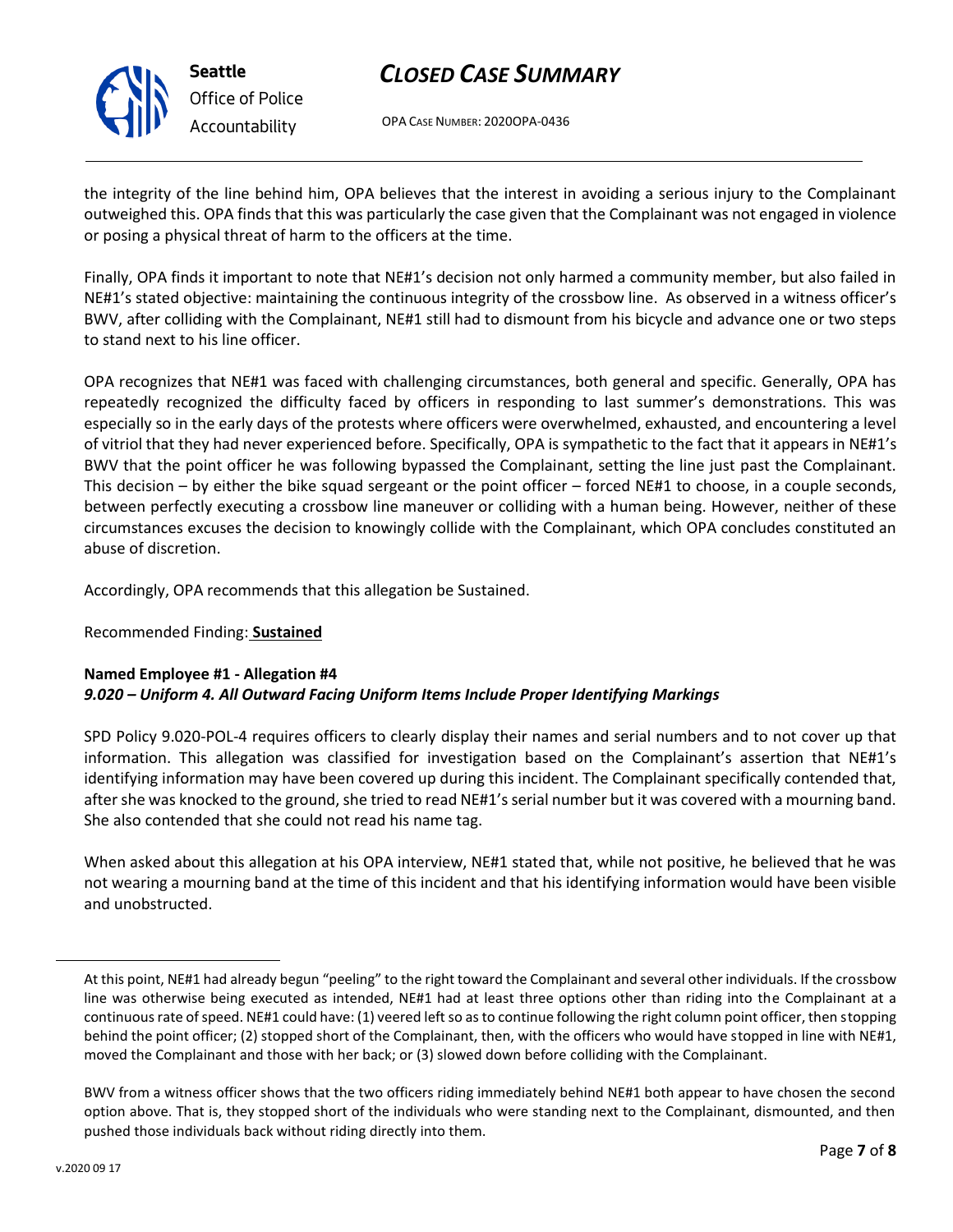the integrity of the line behind him, OPA believes that the interest in avoiding a serious injury to the Complainant outweighed this. OPA finds that this was particularly the case given that the Complainant was not engaged in violence or posing a physical threat of harm to the officers at the time.

Finally, OPA finds it important to note that NE#1's decision not only harmed a community member, but also failed in NE#1's stated objective: maintaining the continuous integrity of the crossbow line. As observed in a witness officer's BWV, after colliding with the Complainant, NE#1 still had to dismount from his bicycle and advance one or two steps to stand next to his line officer.

OPA recognizes that NE#1 was faced with challenging circumstances, both general and specific. Generally, OPA has repeatedly recognized the difficulty faced by officers in responding to last summer's demonstrations. This was especially so in the early days of the protests where officers were overwhelmed, exhausted, and encountering a level of vitriol that they had never experienced before. Specifically, OPA is sympathetic to the fact that it appears in NE#1's BWV that the point officer he was following bypassed the Complainant, setting the line just past the Complainant. This decision – by either the bike squad sergeant or the point officer – forced NE#1 to choose, in a couple seconds, between perfectly executing a crossbow line maneuver or colliding with a human being. However, neither of these circumstances excuses the decision to knowingly collide with the Complainant, which OPA concludes constituted an abuse of discretion.

Accordingly, OPA recommends that this allegation be Sustained.

Recommended Finding: **Sustained**

**Named Employee #1 - Allegation #4**
***9.020 – Uniform 4. All Outward Facing Uniform Items Include Proper Identifying Markings***

SPD Policy 9.020-POL-4 requires officers to clearly display their names and serial numbers and to not cover up that information. This allegation was classified for investigation based on the Complainant's assertion that NE#1's identifying information may have been covered up during this incident. The Complainant specifically contended that, after she was knocked to the ground, she tried to read NE#1's serial number but it was covered with a mourning band. She also contended that she could not read his name tag.

When asked about this allegation at his OPA interview, NE#1 stated that, while not positive, he believed that he was not wearing a mourning band at the time of this incident and that his identifying information would have been visible and unobstructed.

---

At this point, NE#1 had already begun "peeling" to the right toward the Complainant and several other individuals. If the crossbow line was otherwise being executed as intended, NE#1 had at least three options other than riding into the Complainant at a continuous rate of speed. NE#1 could have: (1) veered left so as to continue following the right column point officer, then stopping behind the point officer; (2) stopped short of the Complainant, then, with the officers who would have stopped in line with NE#1, moved the Complainant and those with her back; or (3) slowed down before colliding with the Complainant.

BWV from a witness officer shows that the two officers riding immediately behind NE#1 both appear to have chosen the second option above. That is, they stopped short of the individuals who were standing next to the Complainant, dismounted, and then pushed those individuals back without riding directly into them.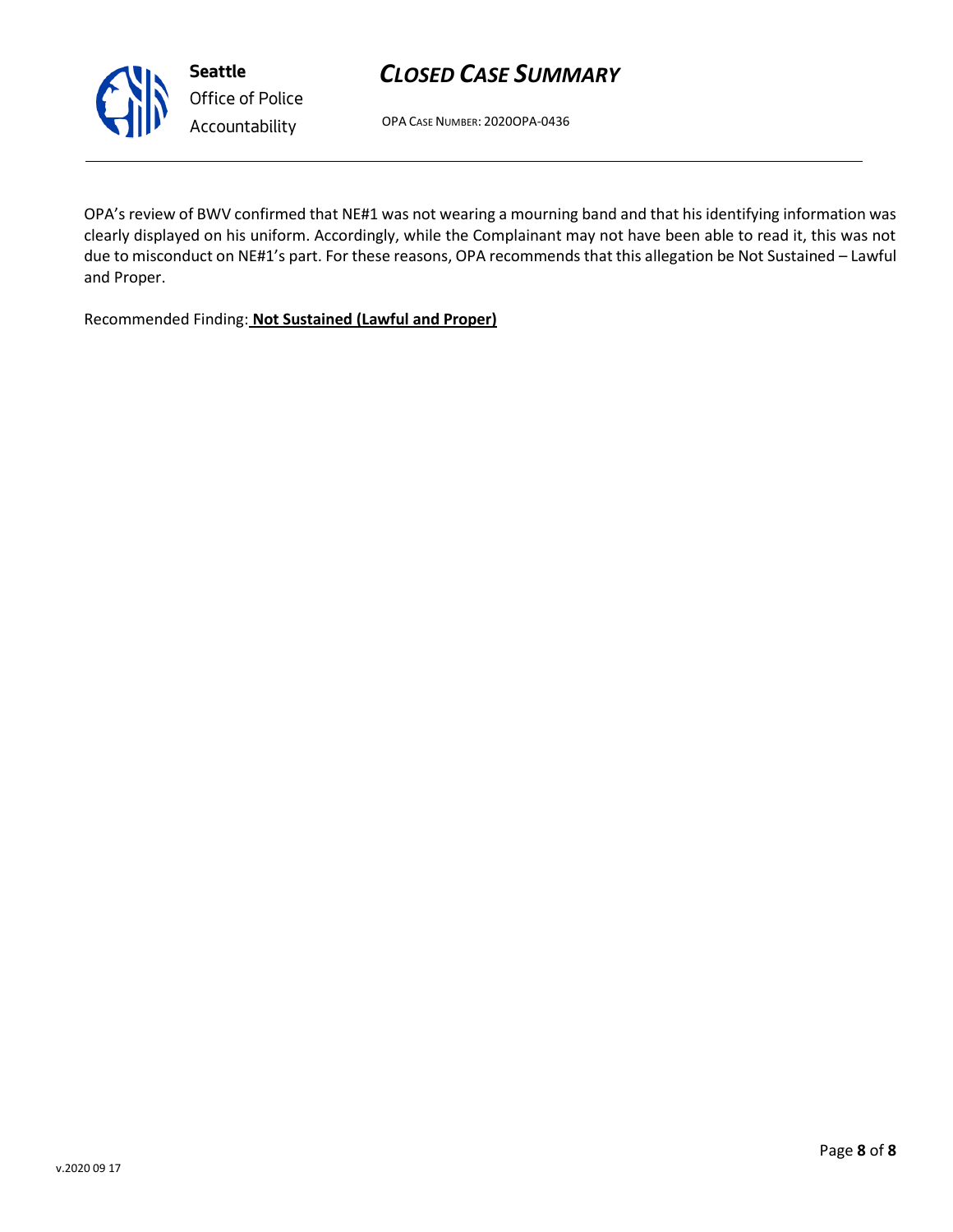OPA's review of BWV confirmed that NE#1 was not wearing a mourning band and that his identifying information was clearly displayed on his uniform. Accordingly, while the Complainant may not have been able to read it, this was not due to misconduct on NE#1's part. For these reasons, OPA recommends that this allegation be Not Sustained – Lawful and Proper.

Recommended Finding: **Not Sustained (Lawful and Proper)**